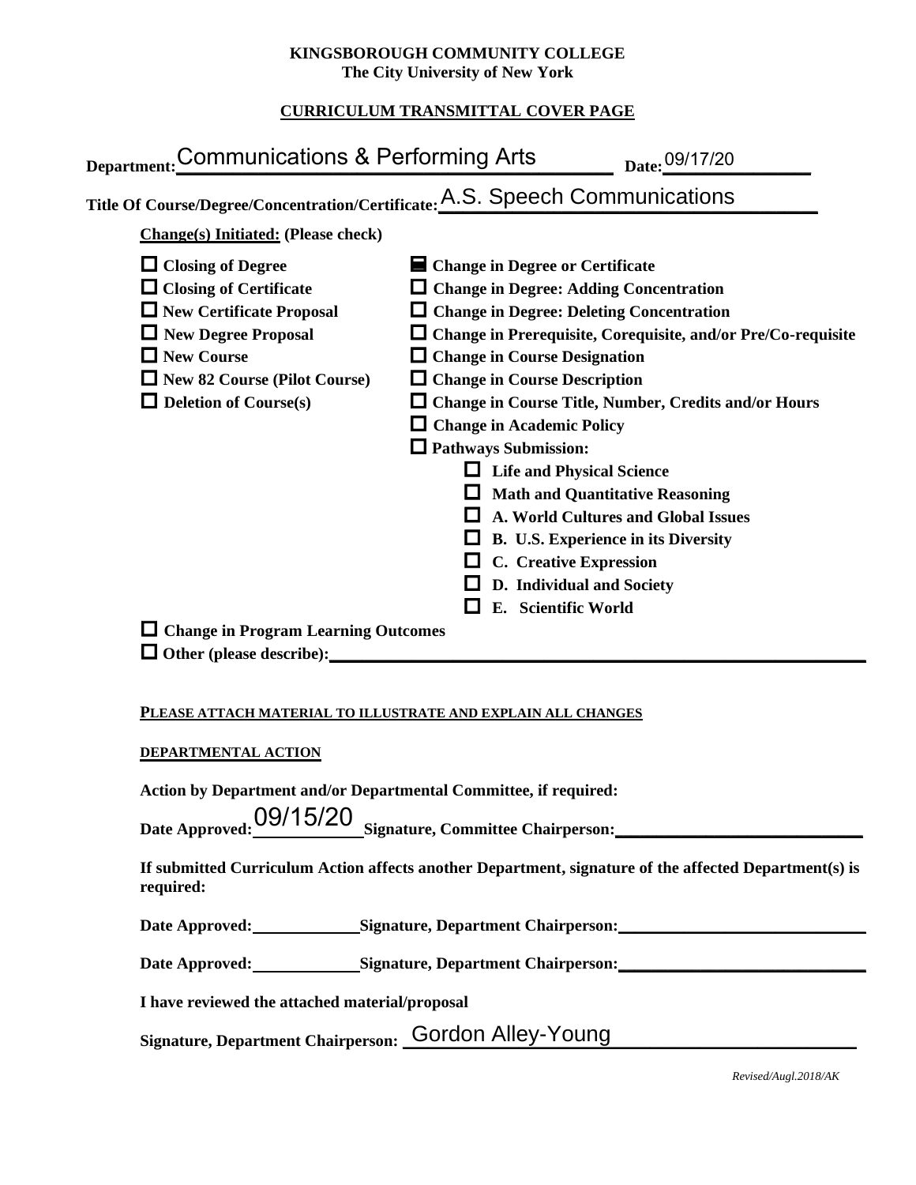**KINGSBOROUGH COMMUNITY COLLEGE**
**The City University of New York**

**CURRICULUM TRANSMITTAL COVER PAGE**

**Department:** Communications & Performing Arts **Date:** 09/17/20

**Title Of Course/Degree/Concentration/Certificate:** A.S. Speech Communications

**Change(s) Initiated: (Please check)**

- ☐ **Closing of Degree**
- ☐ **Closing of Certificate**
- ☐ **New Certificate Proposal**
- ☐ **New Degree Proposal**
- ☐ **New Course**
- ☐ **New 82 Course (Pilot Course)**
- ☐ **Deletion of Course(s)**

- ☒ **Change in Degree or Certificate**
- ☐ **Change in Degree: Adding Concentration**
- ☐ **Change in Degree: Deleting Concentration**
- ☐ **Change in Prerequisite, Corequisite, and/or Pre/Co-requisite**
- ☐ **Change in Course Designation**
- ☐ **Change in Course Description**
- ☐ **Change in Course Title, Number, Credits and/or Hours**
- ☐ **Change in Academic Policy**
- ☐ **Pathways Submission:**
  - ☐ **Life and Physical Science**
  - ☐ **Math and Quantitative Reasoning**
  - ☐ **A. World Cultures and Global Issues**
  - ☐ **B. U.S. Experience in its Diversity**
  - ☐ **C. Creative Expression**
  - ☐ **D. Individual and Society**
  - ☐ **E. Scientific World**

- ☐ **Change in Program Learning Outcomes**
- ☐ **Other (please describe):** ______________________

**PLEASE ATTACH MATERIAL TO ILLUSTRATE AND EXPLAIN ALL CHANGES**

**DEPARTMENTAL ACTION**

**Action by Department and/or Departmental Committee, if required:**

**Date Approved:** 09/15/20 **Signature, Committee Chairperson:** ______________________

**If submitted Curriculum Action affects another Department, signature of the affected Department(s) is required:**

**Date Approved:** __________ **Signature, Department Chairperson:** ______________________

**Date Approved:** __________ **Signature, Department Chairperson:** ______________________

**I have reviewed the attached material/proposal**

**Signature, Department Chairperson:** Gordon Alley-Young

*Revised/Augl.2018/AK*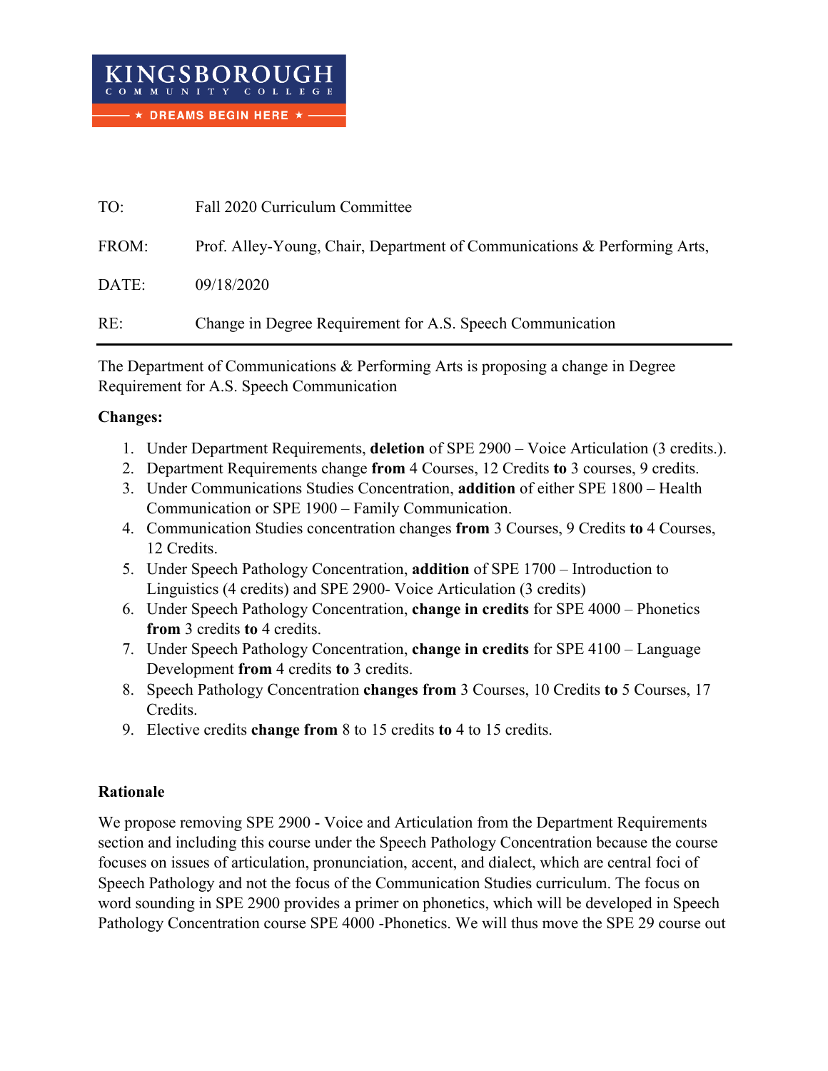KINGSBOROUGH COMMUNITY COLLEGE
★ DREAMS BEGIN HERE ★

| | |
|---|---|
| TO: | Fall 2020 Curriculum Committee |
| FROM: | Prof. Alley-Young, Chair, Department of Communications & Performing Arts, |
| DATE: | 09/18/2020 |
| RE: | Change in Degree Requirement for A.S. Speech Communication |

The Department of Communications & Performing Arts is proposing a change in Degree Requirement for A.S. Speech Communication

**Changes:**

1. Under Department Requirements, **deletion** of SPE 2900 – Voice Articulation (3 credits.).
2. Department Requirements change **from** 4 Courses, 12 Credits **to** 3 courses, 9 credits.
3. Under Communications Studies Concentration, **addition** of either SPE 1800 – Health Communication or SPE 1900 – Family Communication.
4. Communication Studies concentration changes **from** 3 Courses, 9 Credits **to** 4 Courses, 12 Credits.
5. Under Speech Pathology Concentration, **addition** of SPE 1700 – Introduction to Linguistics (4 credits) and SPE 2900- Voice Articulation (3 credits)
6. Under Speech Pathology Concentration, **change in credits** for SPE 4000 – Phonetics **from** 3 credits **to** 4 credits.
7. Under Speech Pathology Concentration, **change in credits** for SPE 4100 – Language Development **from** 4 credits **to** 3 credits.
8. Speech Pathology Concentration **changes from** 3 Courses, 10 Credits **to** 5 Courses, 17 Credits.
9. Elective credits **change from** 8 to 15 credits **to** 4 to 15 credits.

**Rationale**

We propose removing SPE 2900 - Voice and Articulation from the Department Requirements section and including this course under the Speech Pathology Concentration because the course focuses on issues of articulation, pronunciation, accent, and dialect, which are central foci of Speech Pathology and not the focus of the Communication Studies curriculum. The focus on word sounding in SPE 2900 provides a primer on phonetics, which will be developed in Speech Pathology Concentration course SPE 4000 -Phonetics. We will thus move the SPE 29 course out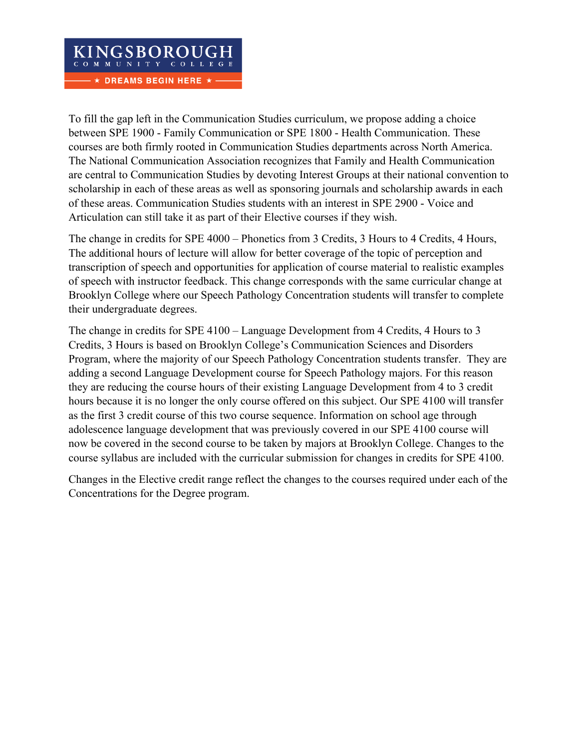To fill the gap left in the Communication Studies curriculum, we propose adding a choice between SPE 1900 - Family Communication or SPE 1800 - Health Communication. These courses are both firmly rooted in Communication Studies departments across North America. The National Communication Association recognizes that Family and Health Communication are central to Communication Studies by devoting Interest Groups at their national convention to scholarship in each of these areas as well as sponsoring journals and scholarship awards in each of these areas. Communication Studies students with an interest in SPE 2900 - Voice and Articulation can still take it as part of their Elective courses if they wish.

The change in credits for SPE 4000 – Phonetics from 3 Credits, 3 Hours to 4 Credits, 4 Hours, The additional hours of lecture will allow for better coverage of the topic of perception and transcription of speech and opportunities for application of course material to realistic examples of speech with instructor feedback. This change corresponds with the same curricular change at Brooklyn College where our Speech Pathology Concentration students will transfer to complete their undergraduate degrees.

The change in credits for SPE 4100 – Language Development from 4 Credits, 4 Hours to 3 Credits, 3 Hours is based on Brooklyn College's Communication Sciences and Disorders Program, where the majority of our Speech Pathology Concentration students transfer. They are adding a second Language Development course for Speech Pathology majors. For this reason they are reducing the course hours of their existing Language Development from 4 to 3 credit hours because it is no longer the only course offered on this subject. Our SPE 4100 will transfer as the first 3 credit course of this two course sequence. Information on school age through adolescence language development that was previously covered in our SPE 4100 course will now be covered in the second course to be taken by majors at Brooklyn College. Changes to the course syllabus are included with the curricular submission for changes in credits for SPE 4100.

Changes in the Elective credit range reflect the changes to the courses required under each of the Concentrations for the Degree program.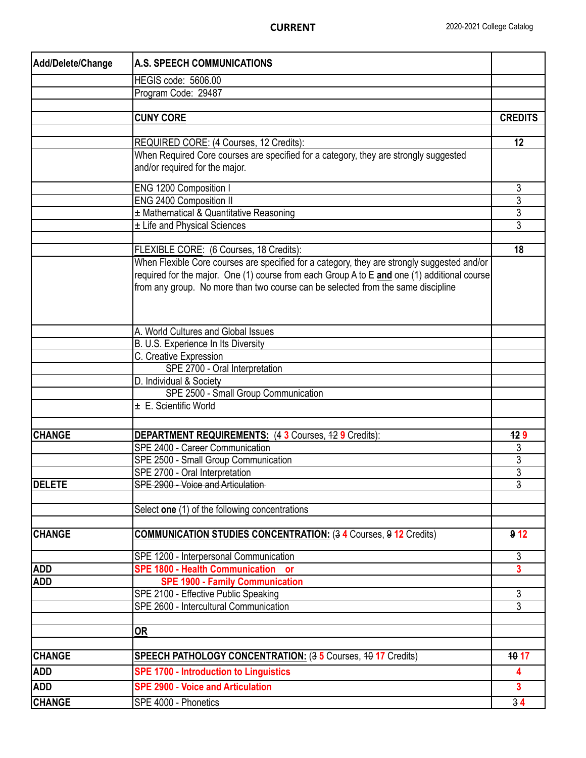**CURRENT**

| Add/Delete/Change | A.S. SPEECH COMMUNICATIONS | |
|---|---|---|
| | HEGIS code: 5606.00 | |
| | Program Code: 29487 | |
| | | |
| | **CUNY CORE** | **CREDITS** |
| | | |
| | REQUIRED CORE: (4 Courses, 12 Credits): | **12** |
| | When Required Core courses are specified for a category, they are strongly suggested and/or required for the major. | |
| | ENG 1200 Composition I | 3 |
| | ENG 2400 Composition II | 3 |
| | ± Mathematical & Quantitative Reasoning | 3 |
| | ± Life and Physical Sciences | 3 |
| | | |
| | FLEXIBLE CORE: (6 Courses, 18 Credits): | **18** |
| | When Flexible Core courses are specified for a category, they are strongly suggested and/or required for the major. One (1) course from each Group A to E **and** one (1) additional course from any group. No more than two course can be selected from the same discipline | |
| | A. World Cultures and Global Issues | |
| | B. U.S. Experience In Its Diversity | |
| | C. Creative Expression | |
| | SPE 2700 - Oral Interpretation | |
| | D. Individual & Society | |
| | SPE 2500 - Small Group Communication | |
| | ± E. Scientific World | |
| | | |
| **CHANGE** | **DEPARTMENT REQUIREMENTS:** (~~4~~ 3 Courses, ~~12~~ 9 Credits): | ~~12~~ 9 |
| | SPE 2400 - Career Communication | 3 |
| | SPE 2500 - Small Group Communication | 3 |
| | SPE 2700 - Oral Interpretation | 3 |
| **DELETE** | ~~SPE 2900 - Voice and Articulation~~ | ~~3~~ |
| | | |
| | Select **one** (1) of the following concentrations | |
| | | |
| **CHANGE** | **COMMUNICATION STUDIES CONCENTRATION:** (~~3~~ 4 Courses, ~~9~~ 12 Credits) | ~~9~~ 12 |
| | SPE 1200 - Interpersonal Communication | 3 |
| **ADD** | **SPE 1800 - Health Communication or** | **3** |
| **ADD** | **SPE 1900 - Family Communication** | |
| | SPE 2100 - Effective Public Speaking | 3 |
| | SPE 2600 - Intercultural Communication | 3 |
| | | |
| | **OR** | |
| | | |
| **CHANGE** | **SPEECH PATHOLOGY CONCENTRATION:** (~~3~~ 5 Courses, ~~10~~ 17 Credits) | ~~10~~ 17 |
| **ADD** | **SPE 1700 - Introduction to Linguistics** | **4** |
| **ADD** | **SPE 2900 - Voice and Articulation** | **3** |
| **CHANGE** | SPE 4000 - Phonetics | ~~3~~ 4 |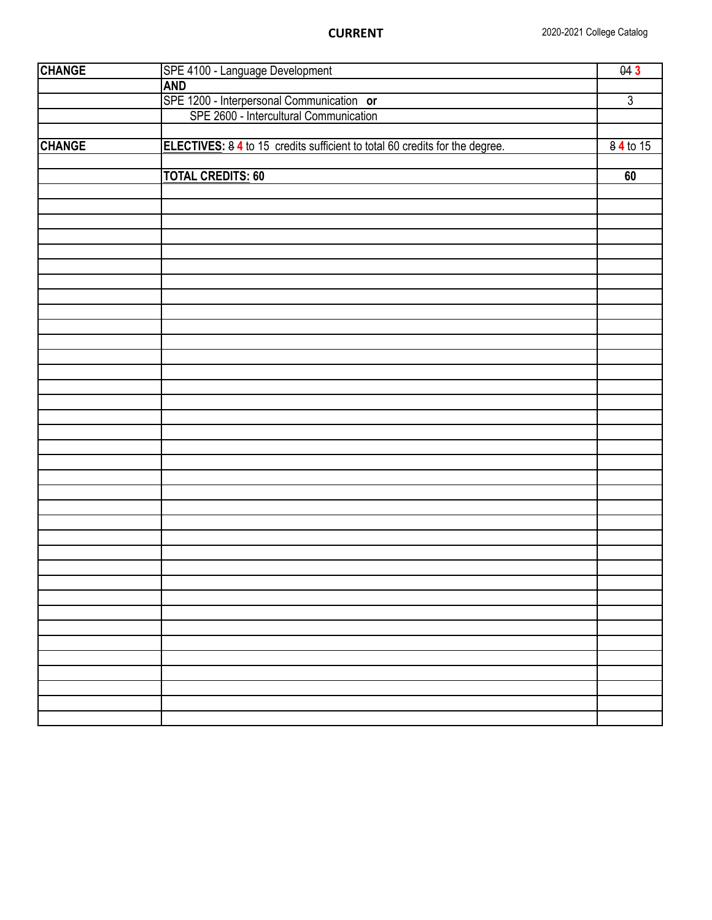**CURRENT**

| | | |
|---|---|---|
| **CHANGE** | SPE 4100 - Language Development | ~~04~~ **3** |
| | **AND** | |
| | SPE 1200 - Interpersonal Communication **or** | 3 |
| | SPE 2600 - Intercultural Communication | |
| | | |
| **CHANGE** | **ELECTIVES:** ~~8~~ **4** to 15 credits sufficient to total 60 credits for the degree. | ~~8~~ **4** to 15 |
| | | |
| | **TOTAL CREDITS: 60** | **60** |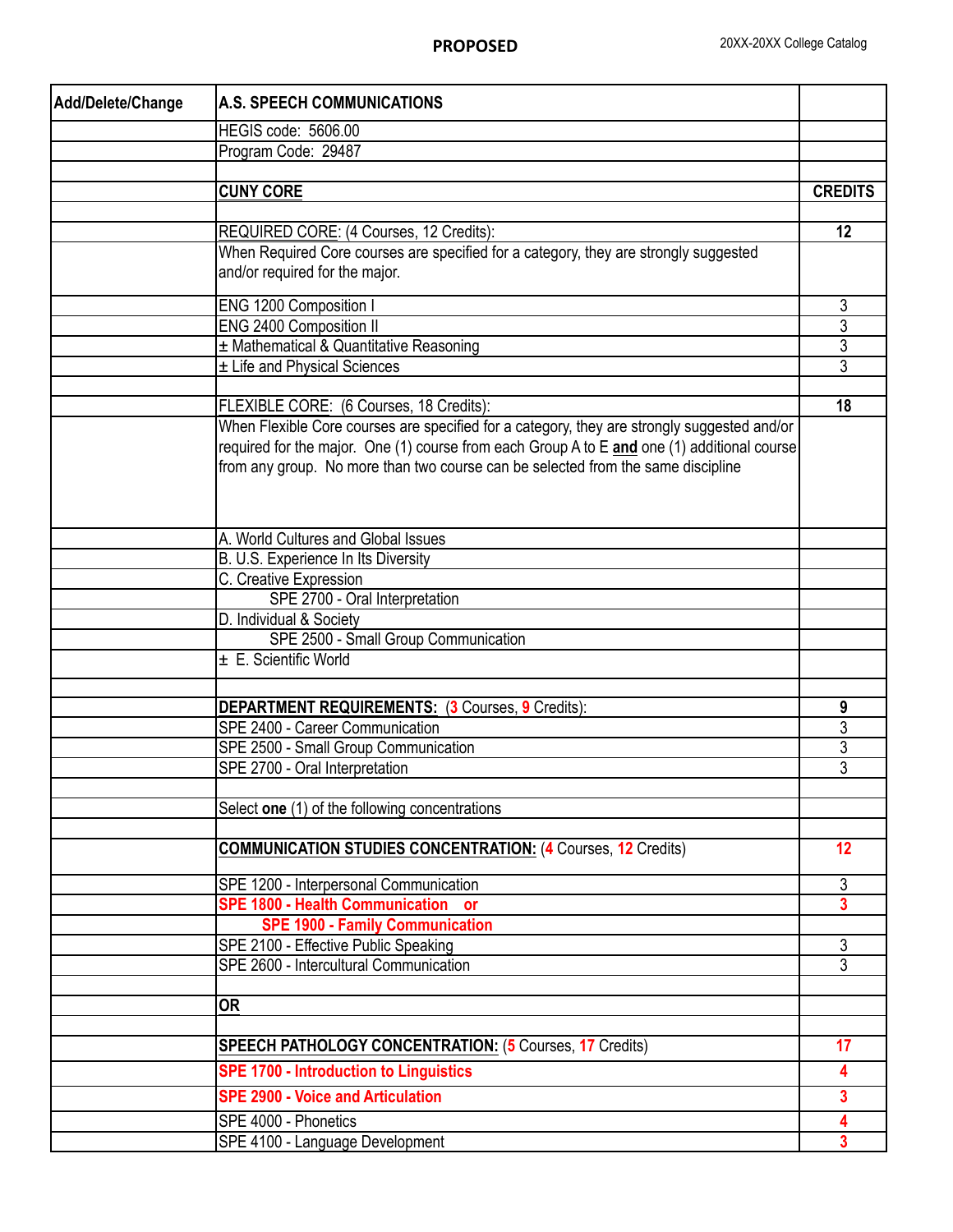**PROPOSED**

| Add/Delete/Change | A.S. SPEECH COMMUNICATIONS | |
|---|---|---|
| | HEGIS code: 5606.00 | |
| | Program Code: 29487 | |
| | | |
| | **CUNY CORE** | **CREDITS** |
| | | |
| | REQUIRED CORE: (4 Courses, 12 Credits): | **12** |
| | When Required Core courses are specified for a category, they are strongly suggested and/or required for the major. | |
| | ENG 1200 Composition I | 3 |
| | ENG 2400 Composition II | 3 |
| | ± Mathematical & Quantitative Reasoning | 3 |
| | ± Life and Physical Sciences | 3 |
| | | |
| | FLEXIBLE CORE: (6 Courses, 18 Credits): | **18** |
| | When Flexible Core courses are specified for a category, they are strongly suggested and/or required for the major. One (1) course from each Group A to E **and** one (1) additional course from any group. No more than two course can be selected from the same discipline | |
| | A. World Cultures and Global Issues | |
| | B. U.S. Experience In Its Diversity | |
| | C. Creative Expression | |
| | SPE 2700 - Oral Interpretation | |
| | D. Individual & Society | |
| | SPE 2500 - Small Group Communication | |
| | ± E. Scientific World | |
| | | |
| | **DEPARTMENT REQUIREMENTS:** (**3** Courses, **9** Credits): | **9** |
| | SPE 2400 - Career Communication | 3 |
| | SPE 2500 - Small Group Communication | 3 |
| | SPE 2700 - Oral Interpretation | 3 |
| | | |
| | Select **one** (1) of the following concentrations | |
| | | |
| | **COMMUNICATION STUDIES CONCENTRATION:** (**4** Courses, **12** Credits) | **12** |
| | SPE 1200 - Interpersonal Communication | 3 |
| | **SPE 1800 - Health Communication or** | **3** |
| | **SPE 1900 - Family Communication** | |
| | SPE 2100 - Effective Public Speaking | 3 |
| | SPE 2600 - Intercultural Communication | 3 |
| | | |
| | **OR** | |
| | | |
| | **SPEECH PATHOLOGY CONCENTRATION:** (**5** Courses, **17** Credits) | **17** |
| | **SPE 1700 - Introduction to Linguistics** | **4** |
| | **SPE 2900 - Voice and Articulation** | **3** |
| | SPE 4000 - Phonetics | **4** |
| | SPE 4100 - Language Development | **3** |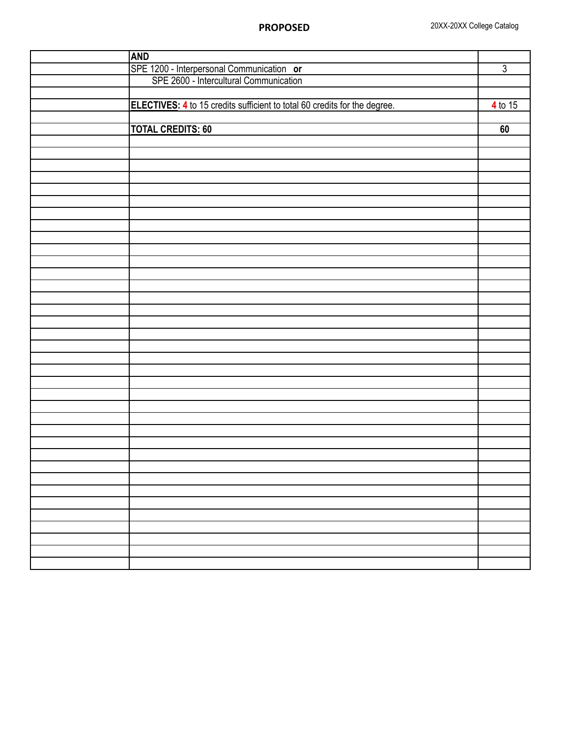**PROPOSED**

| | | |
|---|---|---|
| | **AND** | |
| | SPE 1200 - Interpersonal Communication **or** | 3 |
| | SPE 2600 - Intercultural Communication | |
| | | |
| | **ELECTIVES:** **4** to 15 credits sufficient to total 60 credits for the degree. | **4** to 15 |
| | | |
| | **TOTAL CREDITS: 60** | **60** |
| | | |
| | | |
| | | |
| | | |
| | | |
| | | |
| | | |
| | | |
| | | |
| | | |
| | | |
| | | |
| | | |
| | | |
| | | |
| | | |
| | | |
| | | |
| | | |
| | | |
| | | |
| | | |
| | | |
| | | |
| | | |
| | | |
| | | |
| | | |
| | | |
| | | |
| | | |
| | | |
| | | |
| | | |
| | | |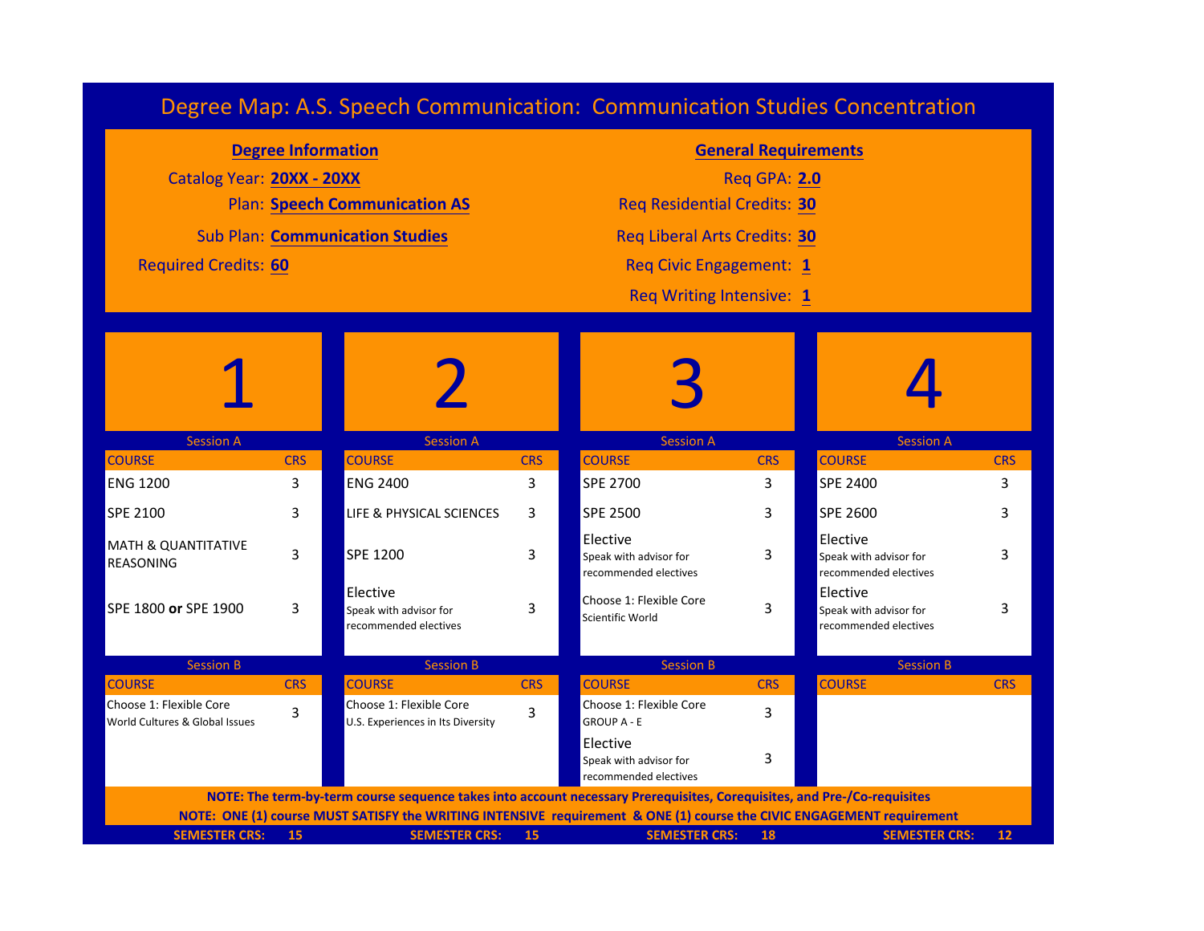# Degree Map: A.S. Speech Communication: Communication Studies Concentration

| Degree Information | | General Requirements | |
|---|---|---|---|
| Catalog Year: | **20XX - 20XX** | Req GPA: | **2.0** |
| Plan: | **Speech Communication AS** | Req Residential Credits: | **30** |
| Sub Plan: | **Communication Studies** | Req Liberal Arts Credits: | **30** |
| Required Credits: | **60** | Req Civic Engagement: | **1** |
| | | Req Writing Intensive: | **1** |

## 1

**Session A**

| COURSE | CRS |
|---|---|
| ENG 1200 | 3 |
| SPE 2100 | 3 |
| MATH & QUANTITATIVE REASONING | 3 |
| SPE 1800 **or** SPE 1900 | 3 |

**Session B**

| COURSE | CRS |
|---|---|
| Choose 1: Flexible Core World Cultures & Global Issues | 3 |

SEMESTER CRS: 15

## 2

**Session A**

| COURSE | CRS |
|---|---|
| ENG 2400 | 3 |
| LIFE & PHYSICAL SCIENCES | 3 |
| SPE 1200 | 3 |
| Elective Speak with advisor for recommended electives | 3 |

**Session B**

| COURSE | CRS |
|---|---|
| Choose 1: Flexible Core U.S. Experiences in Its Diversity | 3 |

SEMESTER CRS: 15

## 3

**Session A**

| COURSE | CRS |
|---|---|
| SPE 2700 | 3 |
| SPE 2500 | 3 |
| Elective Speak with advisor for recommended electives | 3 |
| Choose 1: Flexible Core Scientific World | 3 |

**Session B**

| COURSE | CRS |
|---|---|
| Choose 1: Flexible Core GROUP A - E | 3 |
| Elective Speak with advisor for recommended electives | 3 |

SEMESTER CRS: 18

## 4

**Session A**

| COURSE | CRS |
|---|---|
| SPE 2400 | 3 |
| SPE 2600 | 3 |
| Elective Speak with advisor for recommended electives | 3 |
| Elective Speak with advisor for recommended electives | 3 |

**Session B**

| COURSE | CRS |
|---|---|
| | |

SEMESTER CRS: 12

**NOTE: The term-by-term course sequence takes into account necessary Prerequisites, Corequisites, and Pre-/Co-requisites**

**NOTE: ONE (1) course MUST SATISFY the WRITING INTENSIVE requirement & ONE (1) course the CIVIC ENGAGEMENT requirement**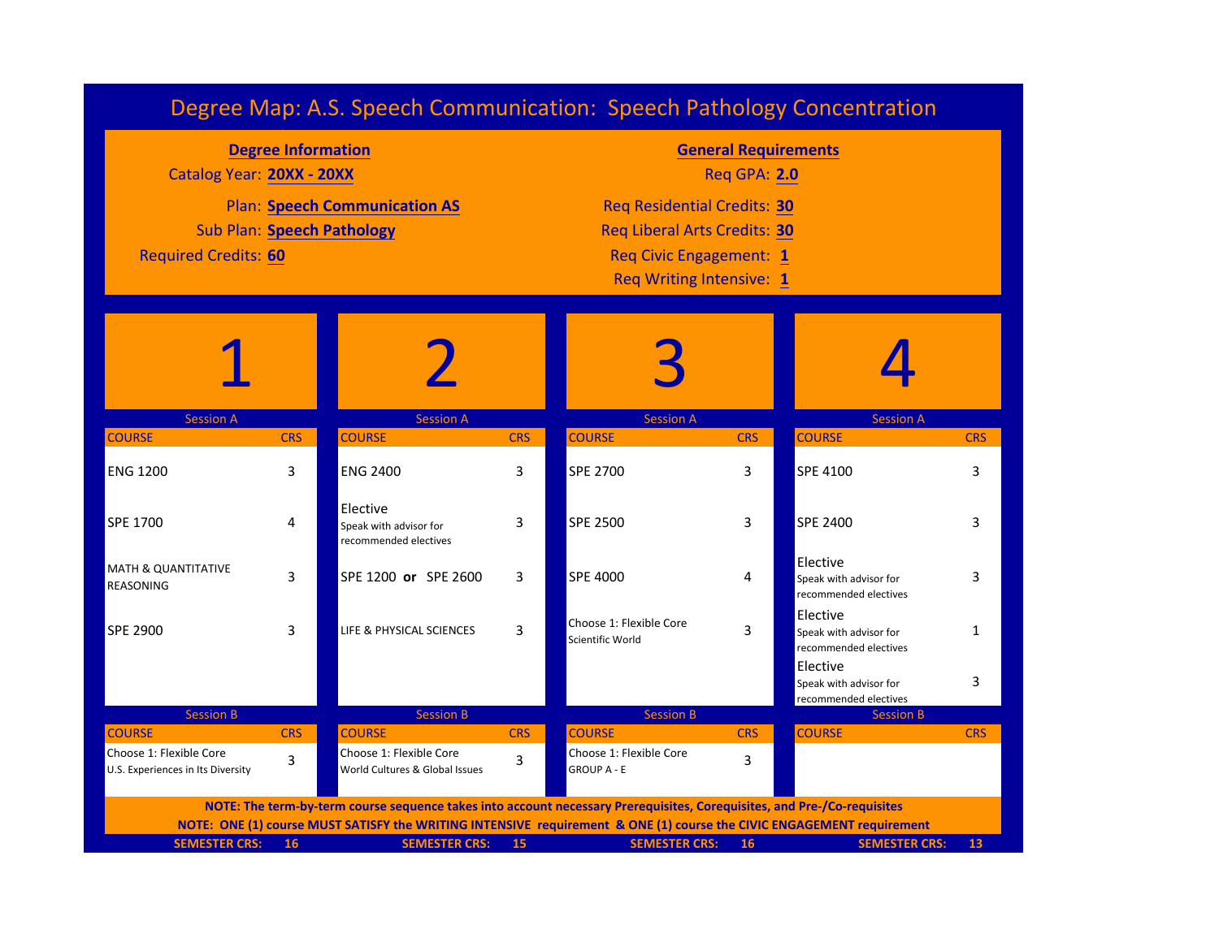# Degree Map: A.S. Speech Communication: Speech Pathology Concentration

## Degree Information

Catalog Year: **20XX - 20XX**

Plan: **Speech Communication AS**

Sub Plan: **Speech Pathology**

Required Credits: **60**

## General Requirements

Req GPA: **2.0**

Req Residential Credits: **30**

Req Liberal Arts Credits: **30**

Req Civic Engagement: **1**

Req Writing Intensive: **1**

## 1

**Session A**

| COURSE | CRS |
|---|---|
| ENG 1200 | 3 |
| SPE 1700 | 4 |
| MATH & QUANTITATIVE REASONING | 3 |
| SPE 2900 | 3 |

**Session B**

| COURSE | CRS |
|---|---|
| Choose 1: Flexible Core U.S. Experiences in Its Diversity | 3 |

**SEMESTER CRS: 16**

## 2

**Session A**

| COURSE | CRS |
|---|---|
| ENG 2400 | 3 |
| Elective Speak with advisor for recommended electives | 3 |
| SPE 1200 **or** SPE 2600 | 3 |
| LIFE & PHYSICAL SCIENCES | 3 |

**Session B**

| COURSE | CRS |
|---|---|
| Choose 1: Flexible Core World Cultures & Global Issues | 3 |

**SEMESTER CRS: 15**

## 3

**Session A**

| COURSE | CRS |
|---|---|
| SPE 2700 | 3 |
| SPE 2500 | 3 |
| SPE 4000 | 4 |
| Choose 1: Flexible Core Scientific World | 3 |

**Session B**

| COURSE | CRS |
|---|---|
| Choose 1: Flexible Core GROUP A - E | 3 |

**SEMESTER CRS: 16**

## 4

**Session A**

| COURSE | CRS |
|---|---|
| SPE 4100 | 3 |
| SPE 2400 | 3 |
| Elective Speak with advisor for recommended electives | 3 |
| Elective Speak with advisor for recommended electives | 1 |
| Elective Speak with advisor for recommended electives | 3 |

**Session B**

| COURSE | CRS |
|---|---|
| | |

**SEMESTER CRS: 13**

**NOTE: The term-by-term course sequence takes into account necessary Prerequisites, Corequisites, and Pre-/Co-requisites**

**NOTE: ONE (1) course MUST SATISFY the WRITING INTENSIVE requirement & ONE (1) course the CIVIC ENGAGEMENT requirement**